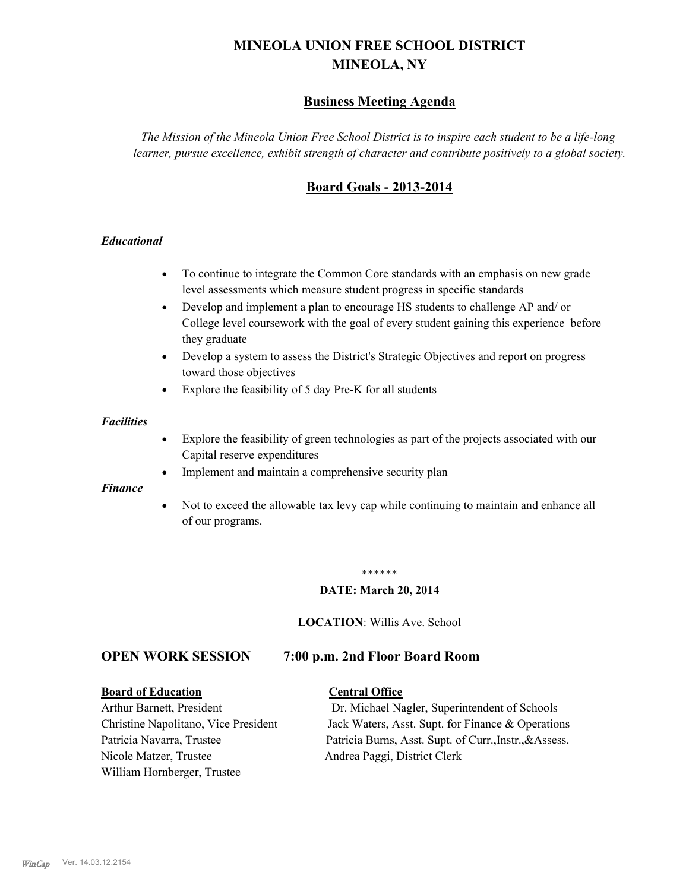# MINEOLA UNION FREE SCHOOL DISTRICT
# MINEOLA, NY

## Business Meeting Agenda

*The Mission of the Mineola Union Free School District is to inspire each student to be a life-long learner, pursue excellence, exhibit strength of character and contribute positively to a global society.*

## Board Goals - 2013-2014

### *Educational*

- To continue to integrate the Common Core standards with an emphasis on new grade level assessments which measure student progress in specific standards
- Develop and implement a plan to encourage HS students to challenge AP and/ or College level coursework with the goal of every student gaining this experience before they graduate
- Develop a system to assess the District's Strategic Objectives and report on progress toward those objectives
- Explore the feasibility of 5 day Pre-K for all students

### *Facilities*

- Explore the feasibility of green technologies as part of the projects associated with our Capital reserve expenditures
- Implement and maintain a comprehensive security plan

### *Finance*

- Not to exceed the allowable tax levy cap while continuing to maintain and enhance all of our programs.

******

**DATE: March 20, 2014**

**LOCATION**: Willis Ave. School

## OPEN WORK SESSION 7:00 p.m. 2nd Floor Board Room

| **Board of Education** | **Central Office** |
|---|---|
| Arthur Barnett, President | Dr. Michael Nagler, Superintendent of Schools |
| Christine Napolitano, Vice President | Jack Waters, Asst. Supt. for Finance & Operations |
| Patricia Navarra, Trustee | Patricia Burns, Asst. Supt. of Curr.,Instr.,&Assess. |
| Nicole Matzer, Trustee | Andrea Paggi, District Clerk |
| William Hornberger, Trustee | |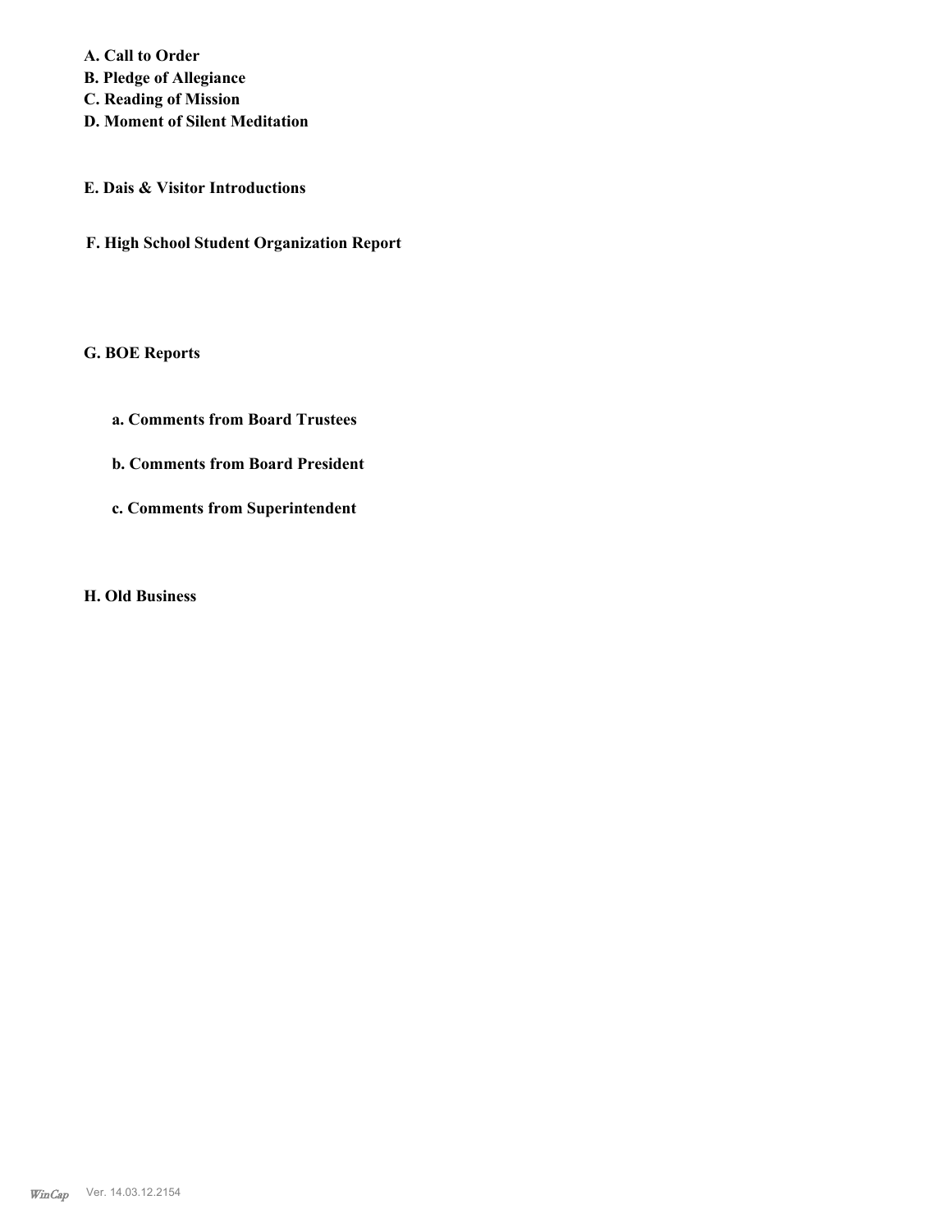**A. Call to Order**
**B. Pledge of Allegiance**
**C. Reading of Mission**
**D. Moment of Silent Meditation**

**E. Dais & Visitor Introductions**

**F. High School Student Organization Report**

**G. BOE Reports**

**a. Comments from Board Trustees**

**b. Comments from Board President**

**c. Comments from Superintendent**

**H. Old Business**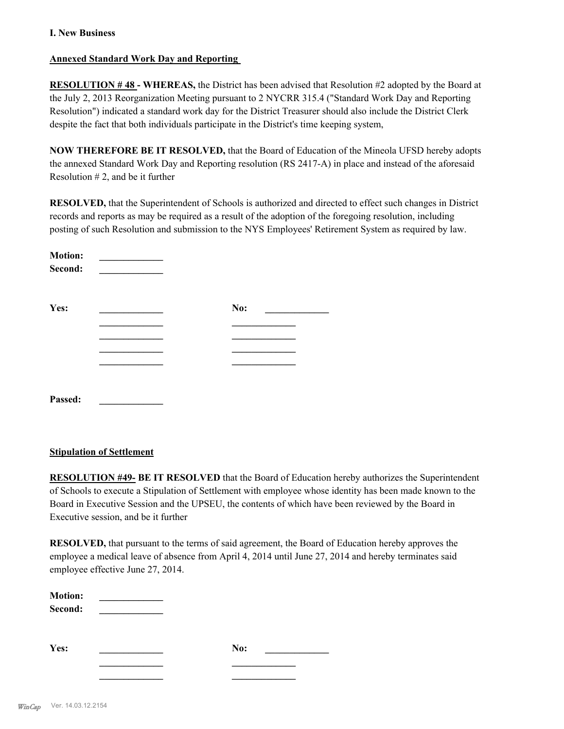**I. New Business**

**Annexed Standard Work Day and Reporting**

**RESOLUTION # 48 - WHEREAS,** the District has been advised that Resolution #2 adopted by the Board at the July 2, 2013 Reorganization Meeting pursuant to 2 NYCRR 315.4 ("Standard Work Day and Reporting Resolution") indicated a standard work day for the District Treasurer should also include the District Clerk despite the fact that both individuals participate in the District's time keeping system,

**NOW THEREFORE BE IT RESOLVED,** that the Board of Education of the Mineola UFSD hereby adopts the annexed Standard Work Day and Reporting resolution (RS 2417-A) in place and instead of the aforesaid Resolution # 2, and be it further

**RESOLVED,** that the Superintendent of Schools is authorized and directed to effect such changes in District records and reports as may be required as a result of the adoption of the foregoing resolution, including posting of such Resolution and submission to the NYS Employees' Retirement System as required by law.

**Motion:** _____________
**Second:** _____________

**Yes:** _____________ **No:** _____________
_____________ _____________
_____________ _____________
_____________ _____________
_____________ _____________

**Passed:** _____________

**Stipulation of Settlement**

**RESOLUTION #49- BE IT RESOLVED** that the Board of Education hereby authorizes the Superintendent of Schools to execute a Stipulation of Settlement with employee whose identity has been made known to the Board in Executive Session and the UPSEU, the contents of which have been reviewed by the Board in Executive session, and be it further

**RESOLVED,** that pursuant to the terms of said agreement, the Board of Education hereby approves the employee a medical leave of absence from April 4, 2014 until June 27, 2014 and hereby terminates said employee effective June 27, 2014.

**Motion:** _____________
**Second:** _____________

**Yes:** _____________ **No:** _____________
_____________ _____________
_____________ _____________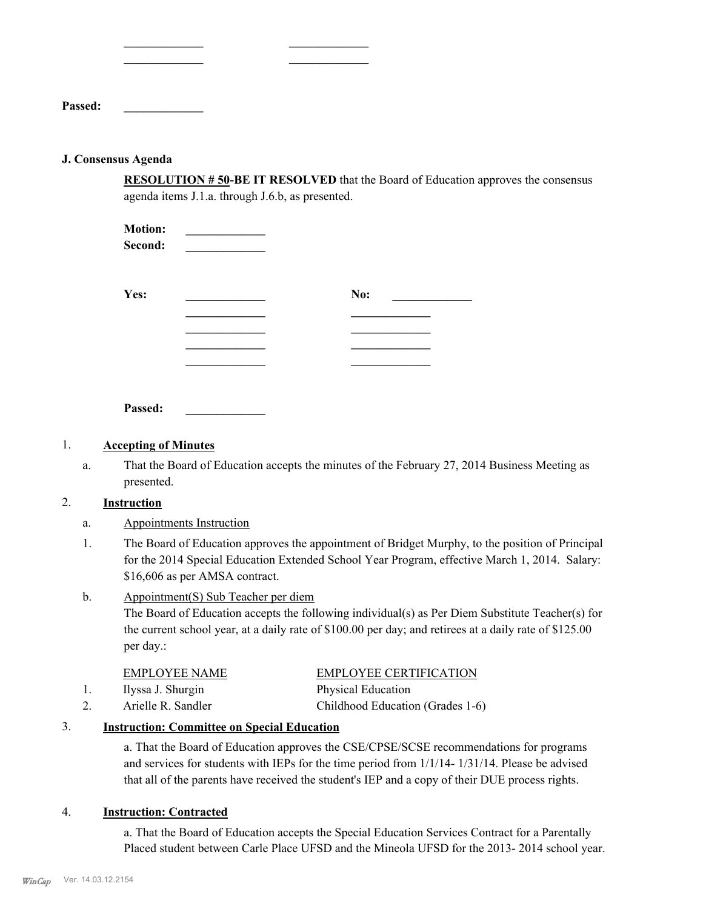_____________ _____________
_____________ _____________

**Passed:** _____________

**J. Consensus Agenda**

**RESOLUTION # 50-BE IT RESOLVED** that the Board of Education approves the consensus agenda items J.1.a. through J.6.b, as presented.

**Motion:** _____________
**Second:** _____________

**Yes:** _____________ **No:** _____________
_____________ _____________
_____________ _____________
_____________ _____________
_____________ _____________

**Passed:** _____________

1. **Accepting of Minutes**

   a. That the Board of Education accepts the minutes of the February 27, 2014 Business Meeting as presented.

2. **Instruction**

   a. Appointments Instruction

   1. The Board of Education approves the appointment of Bridget Murphy, to the position of Principal for the 2014 Special Education Extended School Year Program, effective March 1, 2014. Salary: $16,606 as per AMSA contract.

   b. Appointment(S) Sub Teacher per diem
   The Board of Education accepts the following individual(s) as Per Diem Substitute Teacher(s) for the current school year, at a daily rate of $100.00 per day; and retirees at a daily rate of $125.00 per day.:

| | EMPLOYEE NAME | EMPLOYEE CERTIFICATION |
|---|---|---|
| 1. | Ilyssa J. Shurgin | Physical Education |
| 2. | Arielle R. Sandler | Childhood Education (Grades 1-6) |

3. **Instruction: Committee on Special Education**

   a. That the Board of Education approves the CSE/CPSE/SCSE recommendations for programs and services for students with IEPs for the time period from 1/1/14- 1/31/14. Please be advised that all of the parents have received the student's IEP and a copy of their DUE process rights.

4. **Instruction: Contracted**

   a. That the Board of Education accepts the Special Education Services Contract for a Parentally Placed student between Carle Place UFSD and the Mineola UFSD for the 2013- 2014 school year.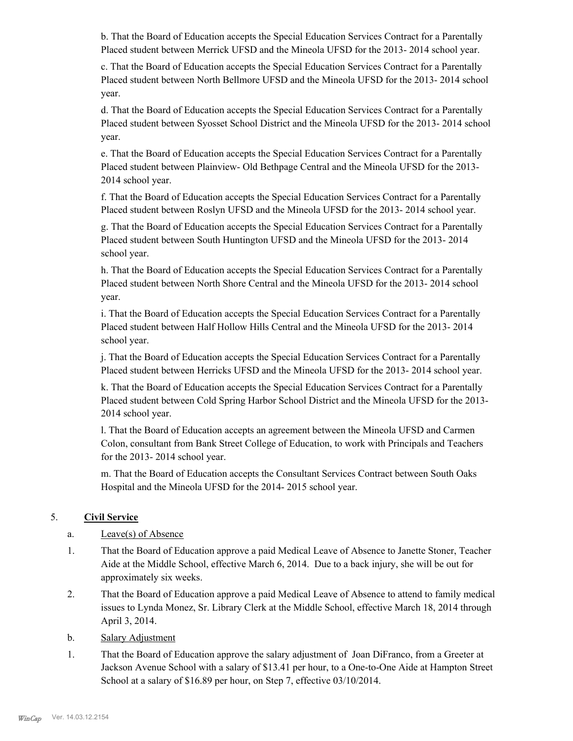b. That the Board of Education accepts the Special Education Services Contract for a Parentally Placed student between Merrick UFSD and the Mineola UFSD for the 2013- 2014 school year.

c. That the Board of Education accepts the Special Education Services Contract for a Parentally Placed student between North Bellmore UFSD and the Mineola UFSD for the 2013- 2014 school year.

d. That the Board of Education accepts the Special Education Services Contract for a Parentally Placed student between Syosset School District and the Mineola UFSD for the 2013- 2014 school year.

e. That the Board of Education accepts the Special Education Services Contract for a Parentally Placed student between Plainview- Old Bethpage Central and the Mineola UFSD for the 2013- 2014 school year.

f. That the Board of Education accepts the Special Education Services Contract for a Parentally Placed student between Roslyn UFSD and the Mineola UFSD for the 2013- 2014 school year.

g. That the Board of Education accepts the Special Education Services Contract for a Parentally Placed student between South Huntington UFSD and the Mineola UFSD for the 2013- 2014 school year.

h. That the Board of Education accepts the Special Education Services Contract for a Parentally Placed student between North Shore Central and the Mineola UFSD for the 2013- 2014 school year.

i. That the Board of Education accepts the Special Education Services Contract for a Parentally Placed student between Half Hollow Hills Central and the Mineola UFSD for the 2013- 2014 school year.

j. That the Board of Education accepts the Special Education Services Contract for a Parentally Placed student between Herricks UFSD and the Mineola UFSD for the 2013- 2014 school year.

k. That the Board of Education accepts the Special Education Services Contract for a Parentally Placed student between Cold Spring Harbor School District and the Mineola UFSD for the 2013- 2014 school year.

l. That the Board of Education accepts an agreement between the Mineola UFSD and Carmen Colon, consultant from Bank Street College of Education, to work with Principals and Teachers for the 2013- 2014 school year.

m. That the Board of Education accepts the Consultant Services Contract between South Oaks Hospital and the Mineola UFSD for the 2014- 2015 school year.

5. **Civil Service**

a. Leave(s) of Absence

1. That the Board of Education approve a paid Medical Leave of Absence to Janette Stoner, Teacher Aide at the Middle School, effective March 6, 2014. Due to a back injury, she will be out for approximately six weeks.

2. That the Board of Education approve a paid Medical Leave of Absence to attend to family medical issues to Lynda Monez, Sr. Library Clerk at the Middle School, effective March 18, 2014 through April 3, 2014.

b. Salary Adjustment

1. That the Board of Education approve the salary adjustment of Joan DiFranco, from a Greeter at Jackson Avenue School with a salary of $13.41 per hour, to a One-to-One Aide at Hampton Street School at a salary of $16.89 per hour, on Step 7, effective 03/10/2014.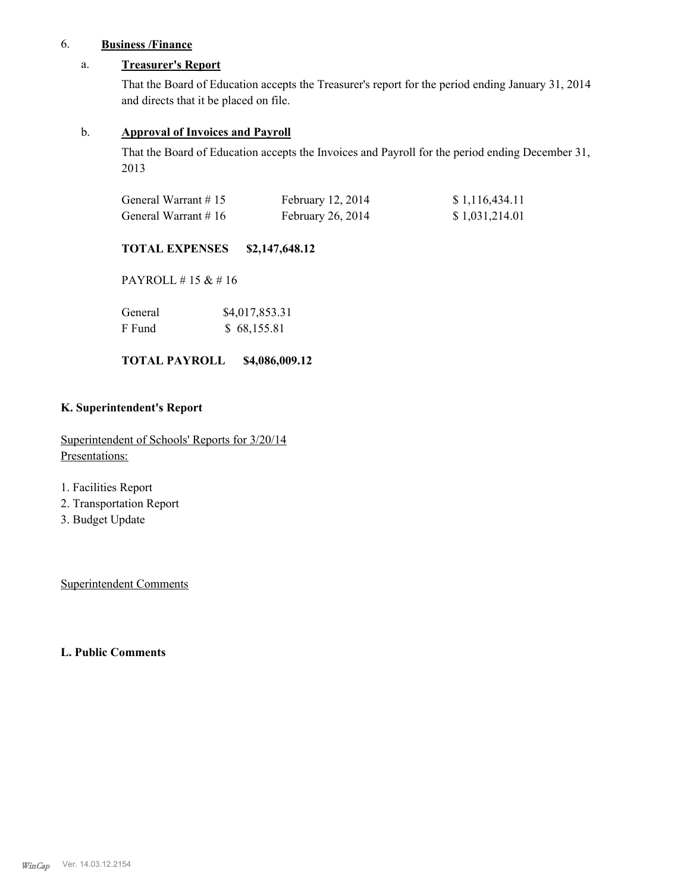6. **Business /Finance**

a. **Treasurer's Report**

That the Board of Education accepts the Treasurer's report for the period ending January 31, 2014 and directs that it be placed on file.

b. **Approval of Invoices and Payroll**

That the Board of Education accepts the Invoices and Payroll for the period ending December 31, 2013

| | | |
|---|---|---|
| General Warrant # 15 | February 12, 2014 | $ 1,116,434.11 |
| General Warrant # 16 | February 26, 2014 | $ 1,031,214.01 |

**TOTAL EXPENSES $2,147,648.12**

PAYROLL # 15 & # 16

| | |
|---|---|
| General | $4,017,853.31 |
| F Fund | $ 68,155.81 |

**TOTAL PAYROLL $4,086,009.12**

**K. Superintendent's Report**

Superintendent of Schools' Reports for 3/20/14
Presentations:

1. Facilities Report
2. Transportation Report
3. Budget Update

Superintendent Comments

**L. Public Comments**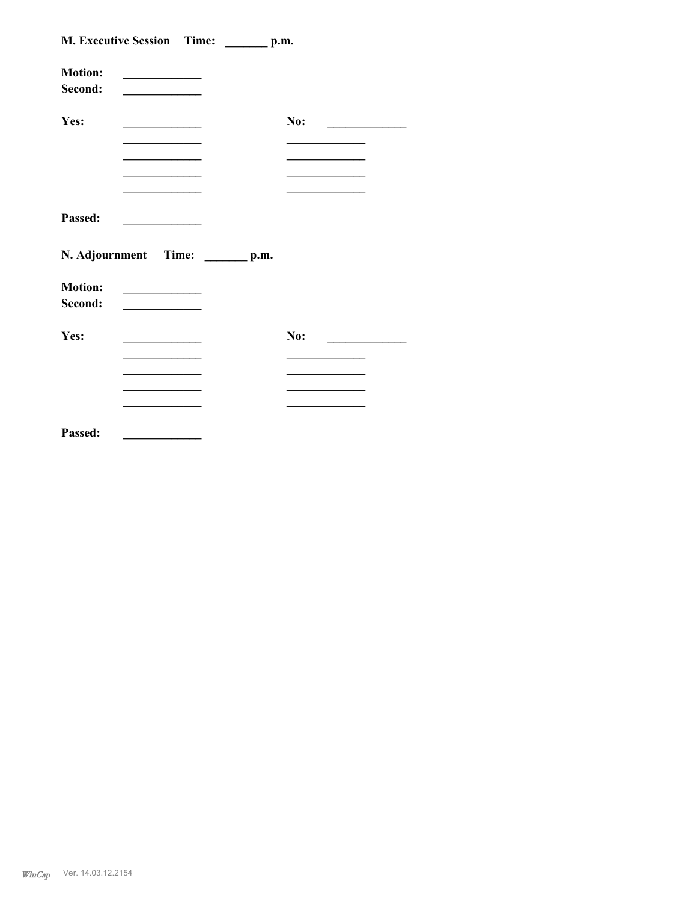**M. Executive Session Time: _______ p.m.**

**Motion:** _____________
**Second:** _____________

**Yes:** _____________ **No:** _____________
_____________ _____________
_____________ _____________
_____________ _____________
_____________ _____________

**Passed:** _____________

**N. Adjournment Time: _______ p.m.**

**Motion:** _____________
**Second:** _____________

**Yes:** _____________ **No:** _____________
_____________ _____________
_____________ _____________
_____________ _____________
_____________ _____________

**Passed:** _____________